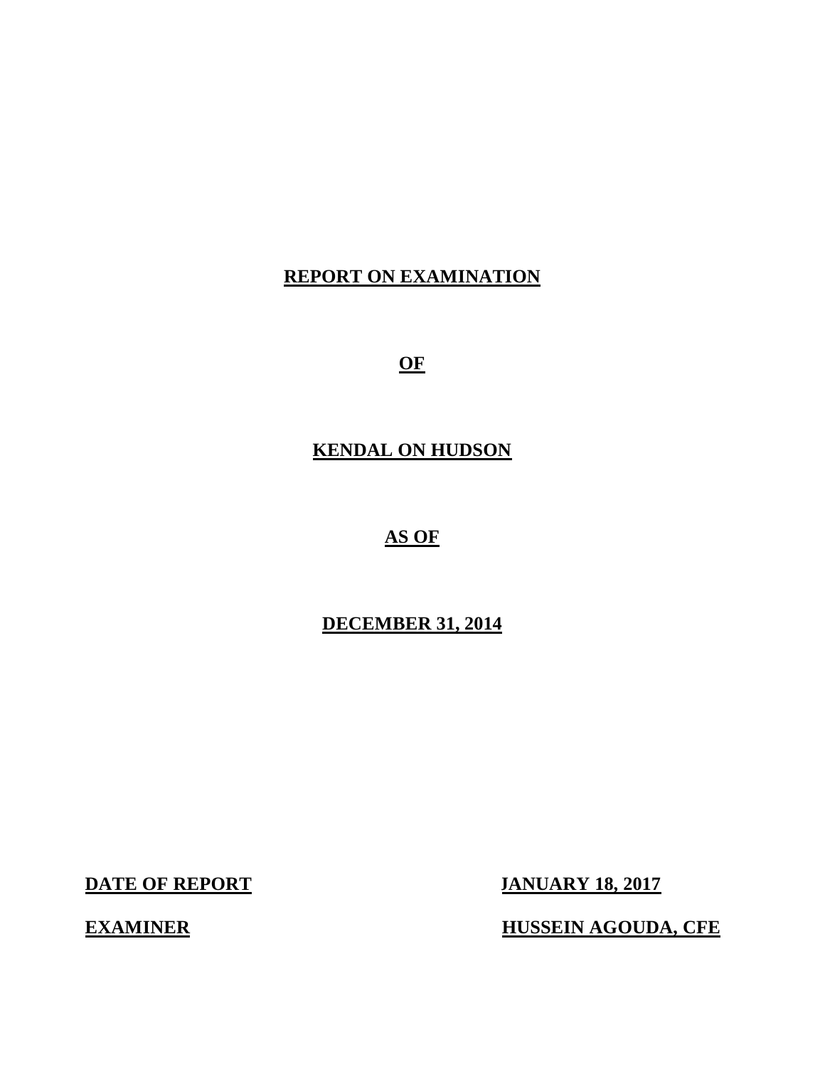# REPORT ON EXAMINATION

# OF

# KENDAL ON HUDSON

# AS OF

# DECEMBER 31, 2014

| **DATE OF REPORT** | **JANUARY 18, 2017** |
|---|---|
| **EXAMINER** | **HUSSEIN AGOUDA, CFE** |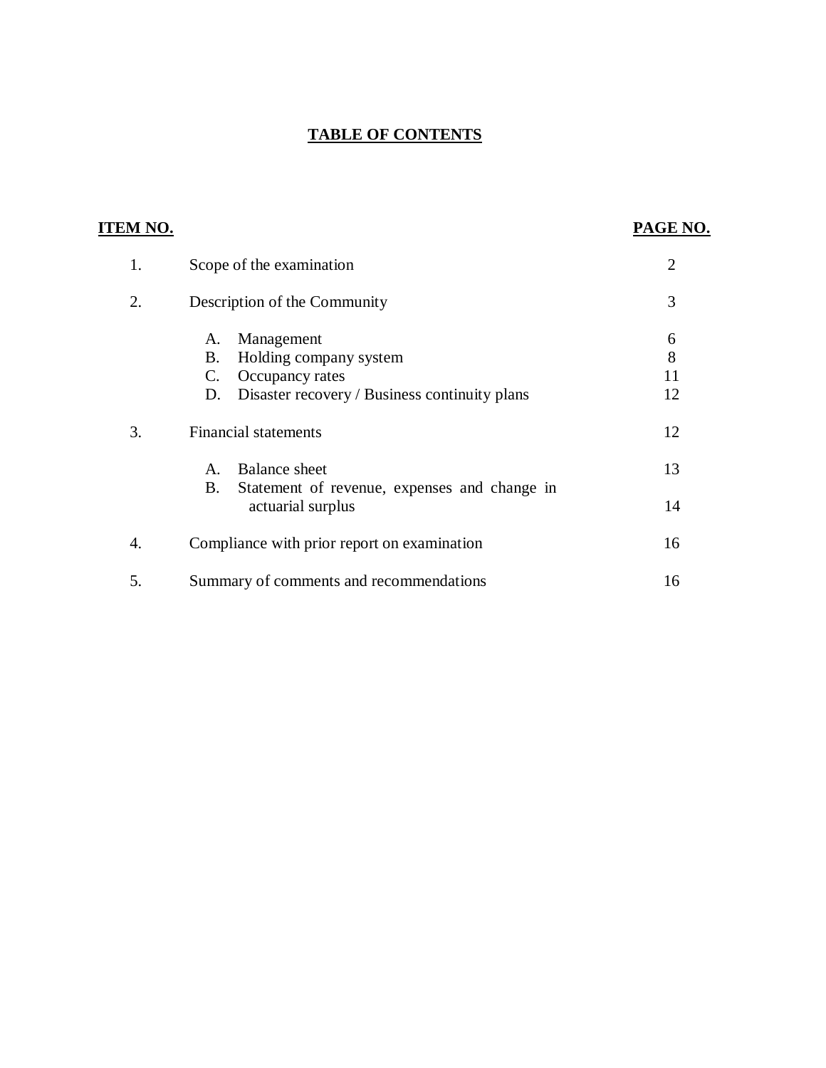# TABLE OF CONTENTS

| ITEM NO. | | PAGE NO. |
|---|---|---|
| 1. | Scope of the examination | 2 |
| 2. | Description of the Community | 3 |
| | A. Management | 6 |
| | B. Holding company system | 8 |
| | C. Occupancy rates | 11 |
| | D. Disaster recovery / Business continuity plans | 12 |
| 3. | Financial statements | 12 |
| | A. Balance sheet | 13 |
| | B. Statement of revenue, expenses and change in actuarial surplus | 14 |
| 4. | Compliance with prior report on examination | 16 |
| 5. | Summary of comments and recommendations | 16 |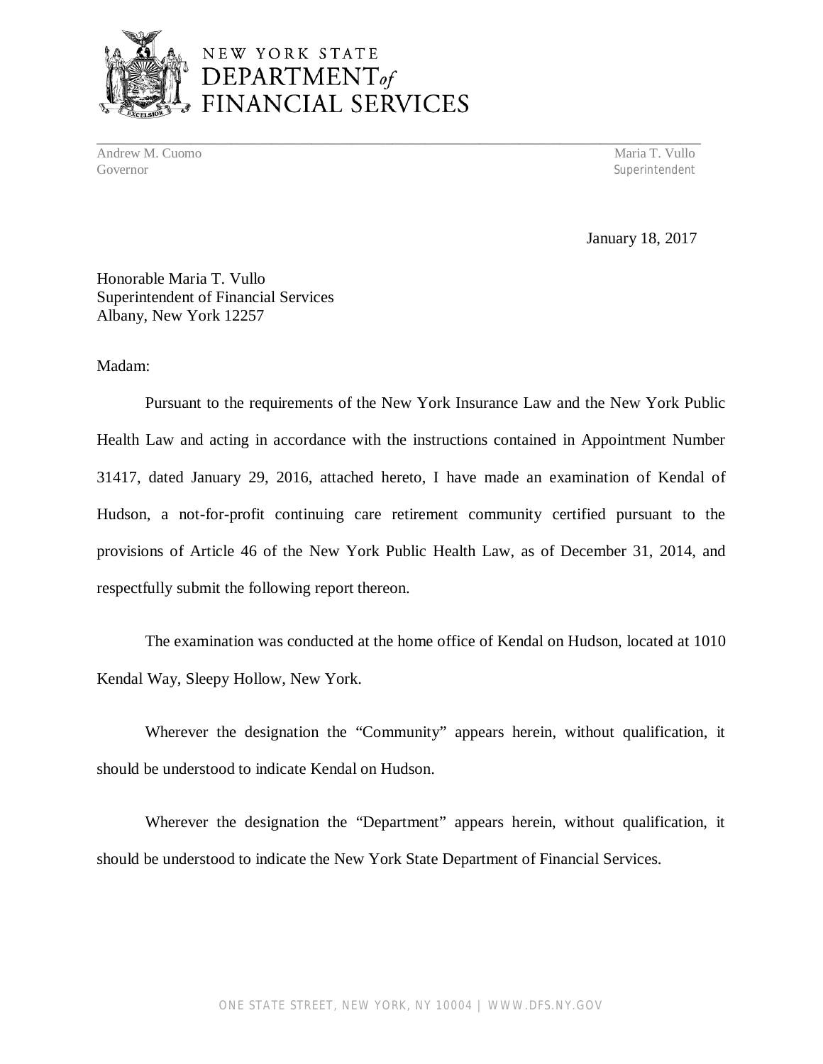NEW YORK STATE
DEPARTMENT *of*
FINANCIAL SERVICES

Andrew M. Cuomo
Governor

Maria T. Vullo
Superintendent

January 18, 2017

Honorable Maria T. Vullo
Superintendent of Financial Services
Albany, New York 12257

Madam:

Pursuant to the requirements of the New York Insurance Law and the New York Public Health Law and acting in accordance with the instructions contained in Appointment Number 31417, dated January 29, 2016, attached hereto, I have made an examination of Kendal of Hudson, a not-for-profit continuing care retirement community certified pursuant to the provisions of Article 46 of the New York Public Health Law, as of December 31, 2014, and respectfully submit the following report thereon.

The examination was conducted at the home office of Kendal on Hudson, located at 1010 Kendal Way, Sleepy Hollow, New York.

Wherever the designation the "Community" appears herein, without qualification, it should be understood to indicate Kendal on Hudson.

Wherever the designation the "Department" appears herein, without qualification, it should be understood to indicate the New York State Department of Financial Services.

ONE STATE STREET, NEW YORK, NY 10004 | WWW.DFS.NY.GOV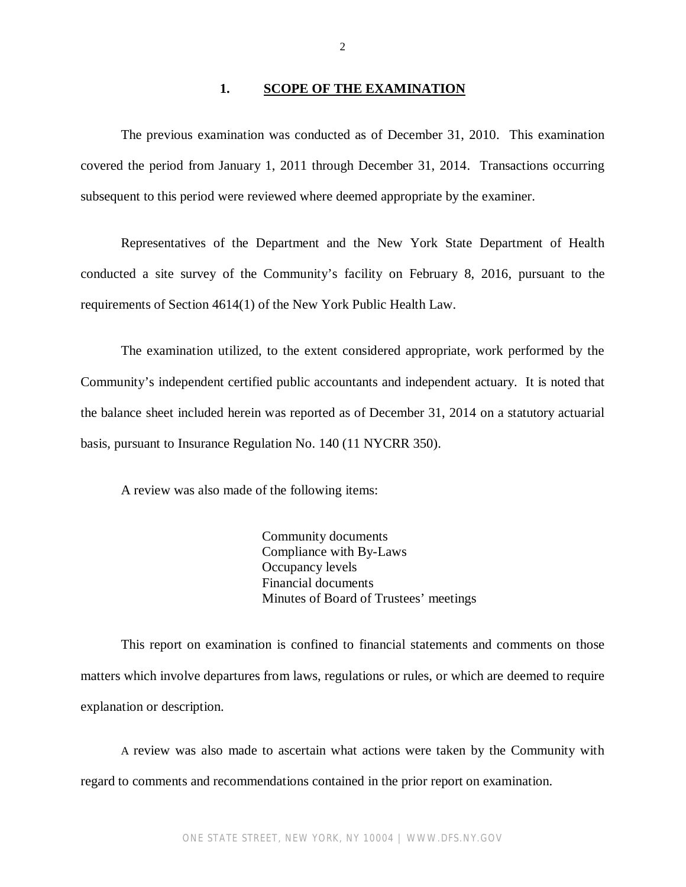## 1. SCOPE OF THE EXAMINATION

The previous examination was conducted as of December 31, 2010. This examination covered the period from January 1, 2011 through December 31, 2014. Transactions occurring subsequent to this period were reviewed where deemed appropriate by the examiner.

Representatives of the Department and the New York State Department of Health conducted a site survey of the Community's facility on February 8, 2016, pursuant to the requirements of Section 4614(1) of the New York Public Health Law.

The examination utilized, to the extent considered appropriate, work performed by the Community's independent certified public accountants and independent actuary. It is noted that the balance sheet included herein was reported as of December 31, 2014 on a statutory actuarial basis, pursuant to Insurance Regulation No. 140 (11 NYCRR 350).

A review was also made of the following items:

- Community documents
- Compliance with By-Laws
- Occupancy levels
- Financial documents
- Minutes of Board of Trustees' meetings

This report on examination is confined to financial statements and comments on those matters which involve departures from laws, regulations or rules, or which are deemed to require explanation or description.

A review was also made to ascertain what actions were taken by the Community with regard to comments and recommendations contained in the prior report on examination.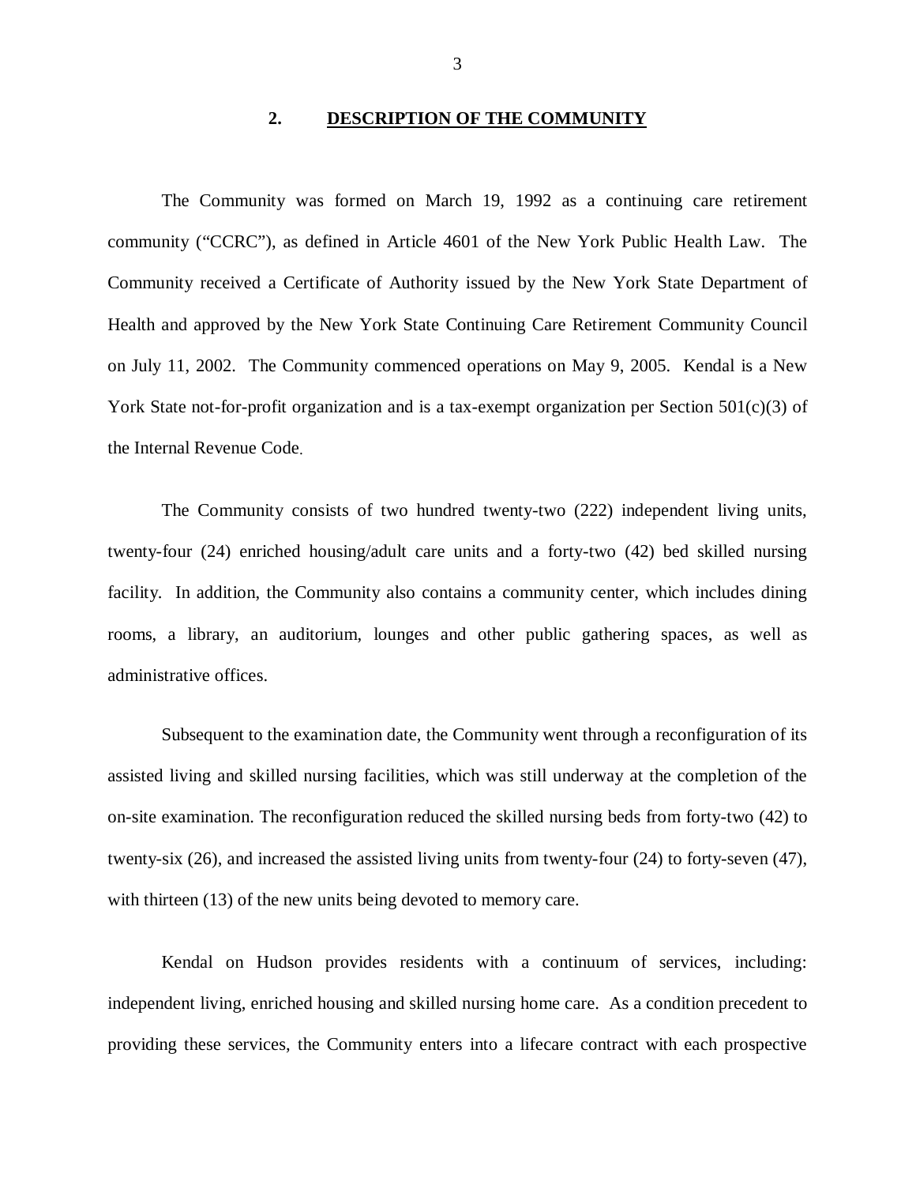## 2. DESCRIPTION OF THE COMMUNITY

The Community was formed on March 19, 1992 as a continuing care retirement community ("CCRC"), as defined in Article 4601 of the New York Public Health Law. The Community received a Certificate of Authority issued by the New York State Department of Health and approved by the New York State Continuing Care Retirement Community Council on July 11, 2002. The Community commenced operations on May 9, 2005. Kendal is a New York State not-for-profit organization and is a tax-exempt organization per Section 501(c)(3) of the Internal Revenue Code.

The Community consists of two hundred twenty-two (222) independent living units, twenty-four (24) enriched housing/adult care units and a forty-two (42) bed skilled nursing facility. In addition, the Community also contains a community center, which includes dining rooms, a library, an auditorium, lounges and other public gathering spaces, as well as administrative offices.

Subsequent to the examination date, the Community went through a reconfiguration of its assisted living and skilled nursing facilities, which was still underway at the completion of the on-site examination. The reconfiguration reduced the skilled nursing beds from forty-two (42) to twenty-six (26), and increased the assisted living units from twenty-four (24) to forty-seven (47), with thirteen (13) of the new units being devoted to memory care.

Kendal on Hudson provides residents with a continuum of services, including: independent living, enriched housing and skilled nursing home care. As a condition precedent to providing these services, the Community enters into a lifecare contract with each prospective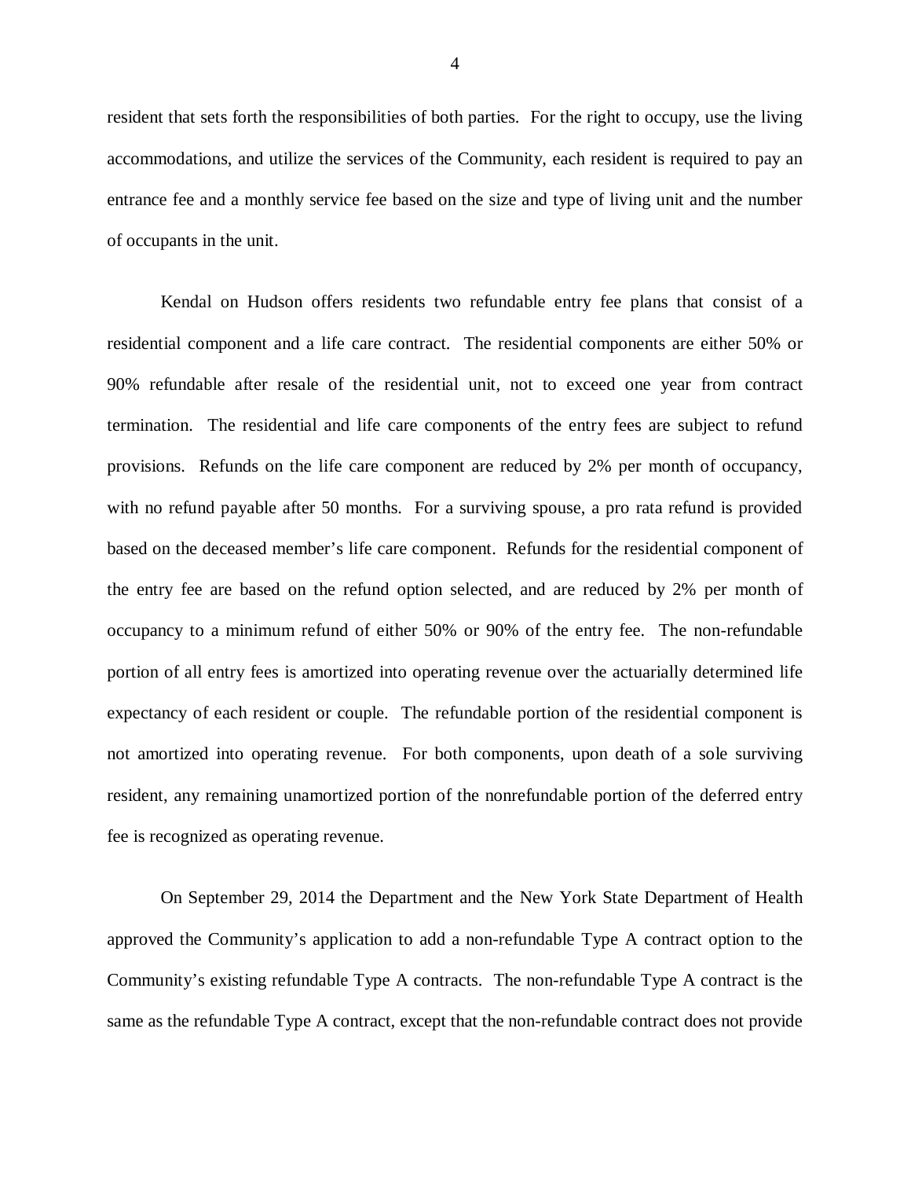resident that sets forth the responsibilities of both parties. For the right to occupy, use the living accommodations, and utilize the services of the Community, each resident is required to pay an entrance fee and a monthly service fee based on the size and type of living unit and the number of occupants in the unit.

Kendal on Hudson offers residents two refundable entry fee plans that consist of a residential component and a life care contract. The residential components are either 50% or 90% refundable after resale of the residential unit, not to exceed one year from contract termination. The residential and life care components of the entry fees are subject to refund provisions. Refunds on the life care component are reduced by 2% per month of occupancy, with no refund payable after 50 months. For a surviving spouse, a pro rata refund is provided based on the deceased member's life care component. Refunds for the residential component of the entry fee are based on the refund option selected, and are reduced by 2% per month of occupancy to a minimum refund of either 50% or 90% of the entry fee. The non-refundable portion of all entry fees is amortized into operating revenue over the actuarially determined life expectancy of each resident or couple. The refundable portion of the residential component is not amortized into operating revenue. For both components, upon death of a sole surviving resident, any remaining unamortized portion of the nonrefundable portion of the deferred entry fee is recognized as operating revenue.

On September 29, 2014 the Department and the New York State Department of Health approved the Community's application to add a non-refundable Type A contract option to the Community's existing refundable Type A contracts. The non-refundable Type A contract is the same as the refundable Type A contract, except that the non-refundable contract does not provide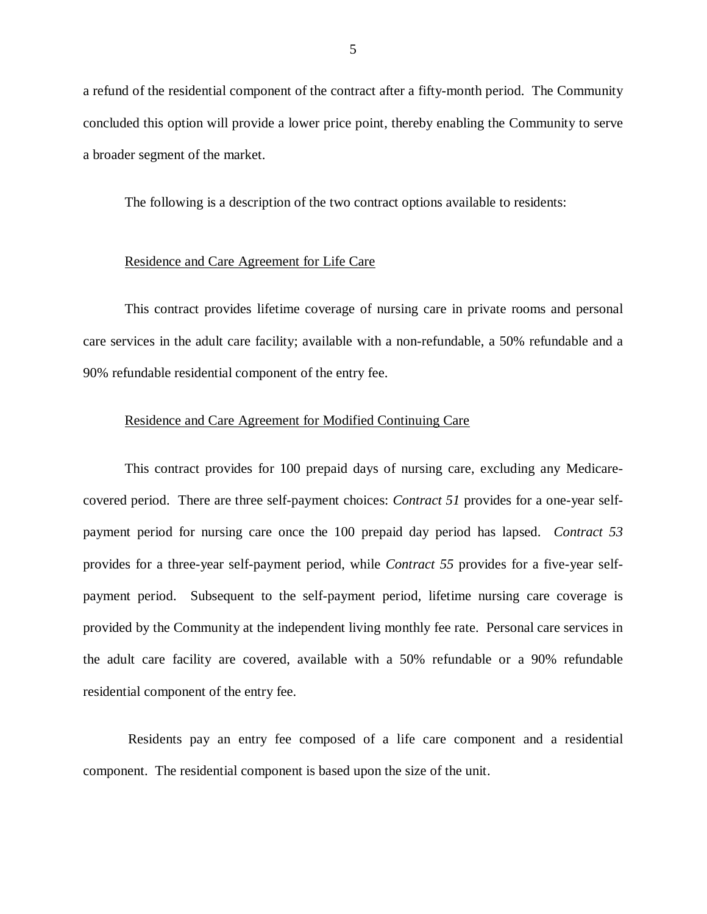a refund of the residential component of the contract after a fifty-month period. The Community concluded this option will provide a lower price point, thereby enabling the Community to serve a broader segment of the market.

The following is a description of the two contract options available to residents:

<u>Residence and Care Agreement for Life Care</u>

This contract provides lifetime coverage of nursing care in private rooms and personal care services in the adult care facility; available with a non-refundable, a 50% refundable and a 90% refundable residential component of the entry fee.

<u>Residence and Care Agreement for Modified Continuing Care</u>

This contract provides for 100 prepaid days of nursing care, excluding any Medicare-covered period. There are three self-payment choices: *Contract 51* provides for a one-year self-payment period for nursing care once the 100 prepaid day period has lapsed. *Contract 53* provides for a three-year self-payment period, while *Contract 55* provides for a five-year self-payment period. Subsequent to the self-payment period, lifetime nursing care coverage is provided by the Community at the independent living monthly fee rate. Personal care services in the adult care facility are covered, available with a 50% refundable or a 90% refundable residential component of the entry fee.

Residents pay an entry fee composed of a life care component and a residential component. The residential component is based upon the size of the unit.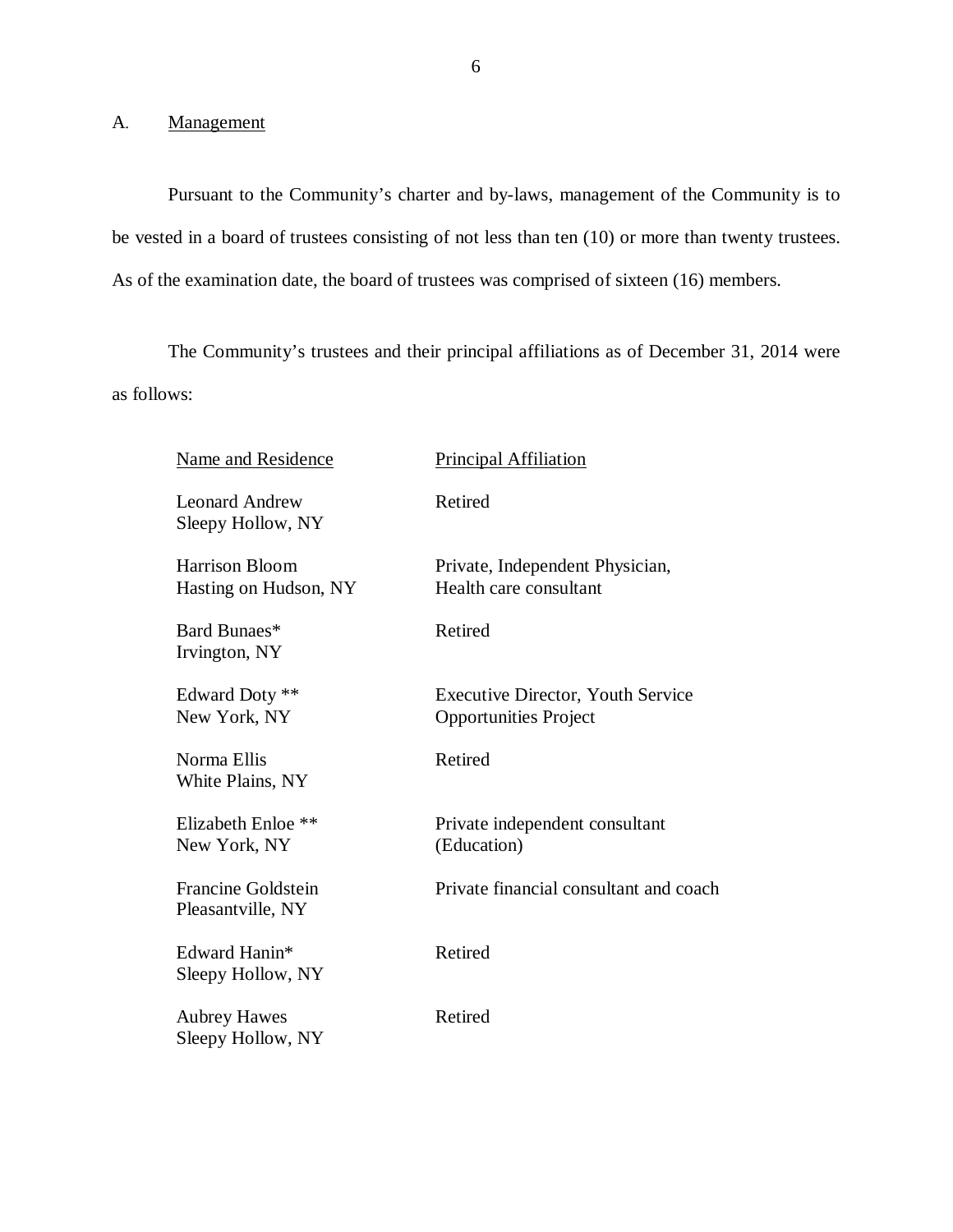## A. Management

Pursuant to the Community's charter and by-laws, management of the Community is to be vested in a board of trustees consisting of not less than ten (10) or more than twenty trustees. As of the examination date, the board of trustees was comprised of sixteen (16) members.

The Community's trustees and their principal affiliations as of December 31, 2014 were as follows:

| Name and Residence | Principal Affiliation |
|---|---|
| Leonard Andrew<br>Sleepy Hollow, NY | Retired |
| Harrison Bloom<br>Hasting on Hudson, NY | Private, Independent Physician,<br>Health care consultant |
| Bard Bunaes*<br>Irvington, NY | Retired |
| Edward Doty **<br>New York, NY | Executive Director, Youth Service<br>Opportunities Project |
| Norma Ellis<br>White Plains, NY | Retired |
| Elizabeth Enloe **<br>New York, NY | Private independent consultant<br>(Education) |
| Francine Goldstein<br>Pleasantville, NY | Private financial consultant and coach |
| Edward Hanin*<br>Sleepy Hollow, NY | Retired |
| Aubrey Hawes<br>Sleepy Hollow, NY | Retired |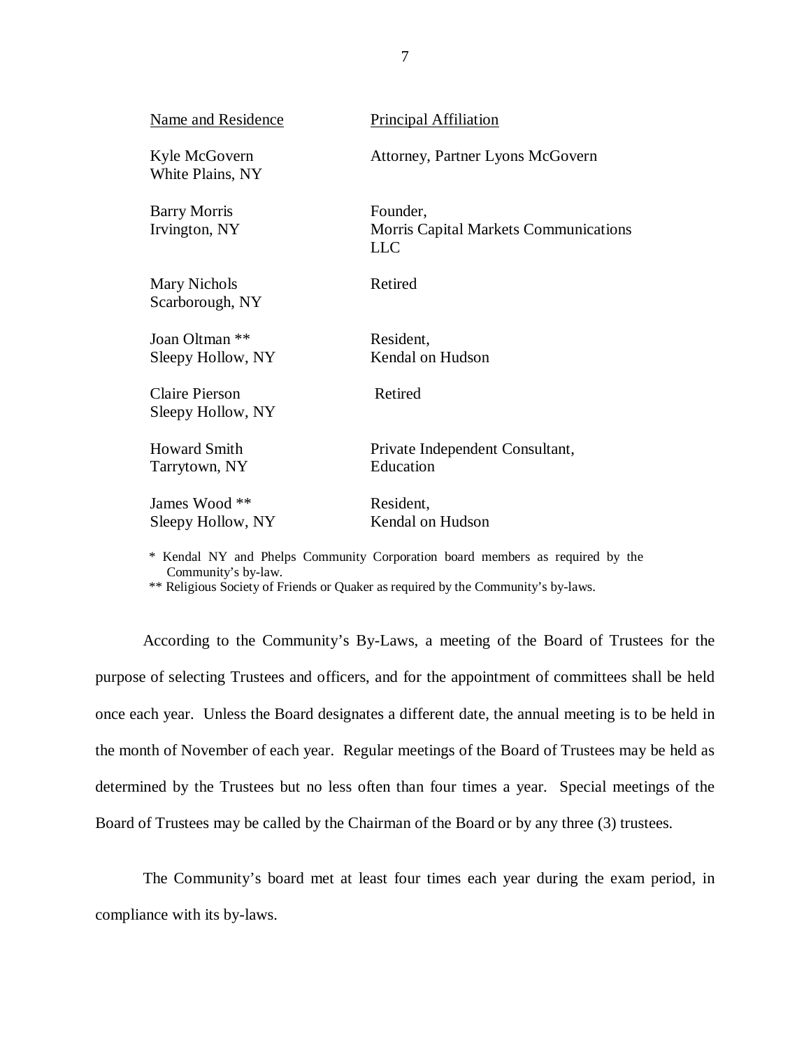| Name and Residence | Principal Affiliation |
| --- | --- |
| Kyle McGovern<br>White Plains, NY | Attorney, Partner Lyons McGovern |
| Barry Morris<br>Irvington, NY | Founder,<br>Morris Capital Markets Communications LLC |
| Mary Nichols<br>Scarborough, NY | Retired |
| Joan Oltman **<br>Sleepy Hollow, NY | Resident,<br>Kendal on Hudson |
| Claire Pierson<br>Sleepy Hollow, NY | Retired |
| Howard Smith<br>Tarrytown, NY | Private Independent Consultant,<br>Education |
| James Wood **<br>Sleepy Hollow, NY | Resident,<br>Kendal on Hudson |

\* Kendal NY and Phelps Community Corporation board members as required by the Community's by-law.

** Religious Society of Friends or Quaker as required by the Community's by-laws.

According to the Community's By-Laws, a meeting of the Board of Trustees for the purpose of selecting Trustees and officers, and for the appointment of committees shall be held once each year. Unless the Board designates a different date, the annual meeting is to be held in the month of November of each year. Regular meetings of the Board of Trustees may be held as determined by the Trustees but no less often than four times a year. Special meetings of the Board of Trustees may be called by the Chairman of the Board or by any three (3) trustees.

The Community's board met at least four times each year during the exam period, in compliance with its by-laws.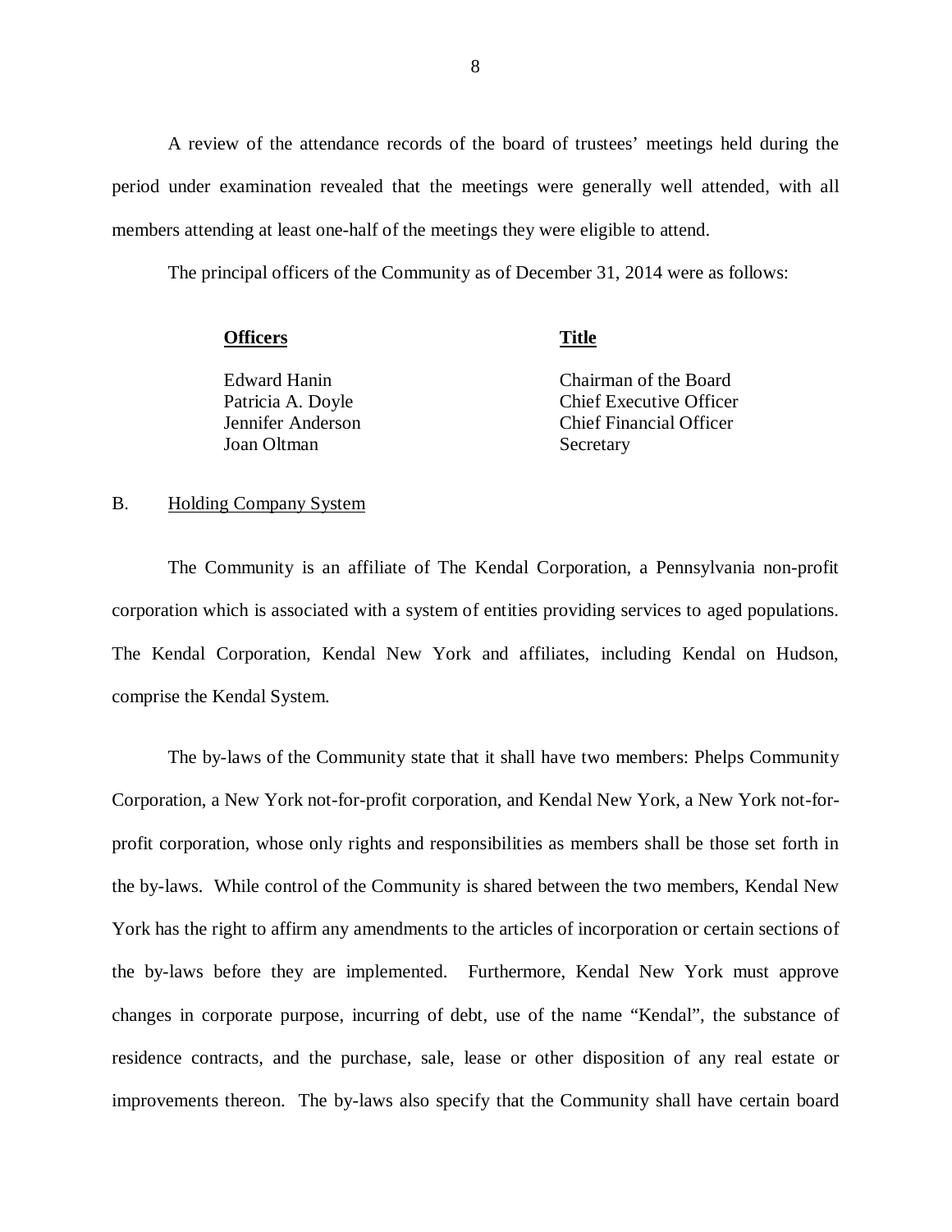A review of the attendance records of the board of trustees' meetings held during the period under examination revealed that the meetings were generally well attended, with all members attending at least one-half of the meetings they were eligible to attend.

The principal officers of the Community as of December 31, 2014 were as follows:

| **Officers** | **Title** |
| --- | --- |
| Edward Hanin | Chairman of the Board |
| Patricia A. Doyle | Chief Executive Officer |
| Jennifer Anderson | Chief Financial Officer |
| Joan Oltman | Secretary |

B. Holding Company System

The Community is an affiliate of The Kendal Corporation, a Pennsylvania non-profit corporation which is associated with a system of entities providing services to aged populations. The Kendal Corporation, Kendal New York and affiliates, including Kendal on Hudson, comprise the Kendal System.

The by-laws of the Community state that it shall have two members: Phelps Community Corporation, a New York not-for-profit corporation, and Kendal New York, a New York not-for-profit corporation, whose only rights and responsibilities as members shall be those set forth in the by-laws. While control of the Community is shared between the two members, Kendal New York has the right to affirm any amendments to the articles of incorporation or certain sections of the by-laws before they are implemented. Furthermore, Kendal New York must approve changes in corporate purpose, incurring of debt, use of the name "Kendal", the substance of residence contracts, and the purchase, sale, lease or other disposition of any real estate or improvements thereon. The by-laws also specify that the Community shall have certain board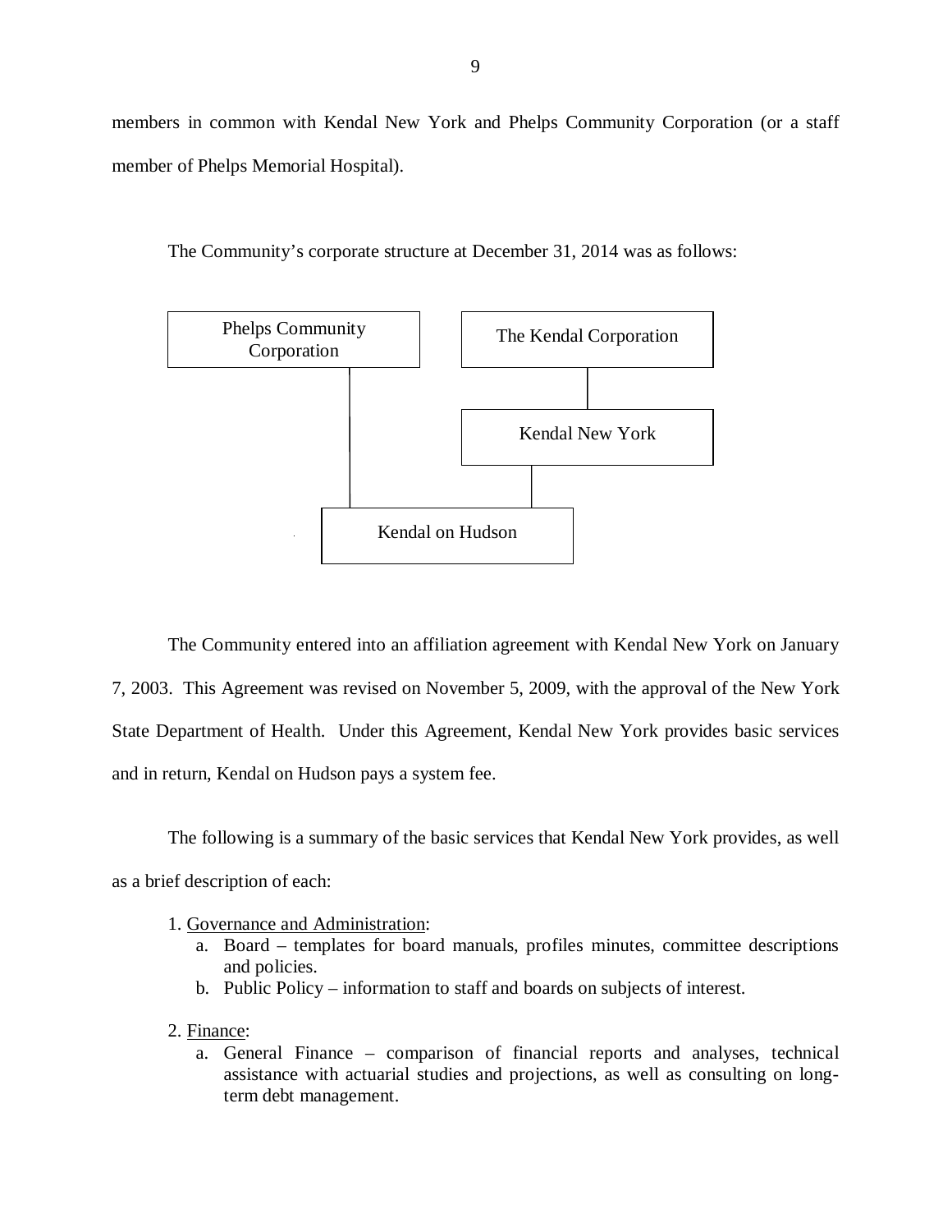members in common with Kendal New York and Phelps Community Corporation (or a staff member of Phelps Memorial Hospital).

The Community's corporate structure at December 31, 2014 was as follows:

Phelps Community Corporation

The Kendal Corporation

Kendal New York

Kendal on Hudson

The Community entered into an affiliation agreement with Kendal New York on January 7, 2003. This Agreement was revised on November 5, 2009, with the approval of the New York State Department of Health. Under this Agreement, Kendal New York provides basic services and in return, Kendal on Hudson pays a system fee.

The following is a summary of the basic services that Kendal New York provides, as well as a brief description of each:

1. Governance and Administration:
   a. Board – templates for board manuals, profiles minutes, committee descriptions and policies.
   b. Public Policy – information to staff and boards on subjects of interest.

2. Finance:
   a. General Finance – comparison of financial reports and analyses, technical assistance with actuarial studies and projections, as well as consulting on long-term debt management.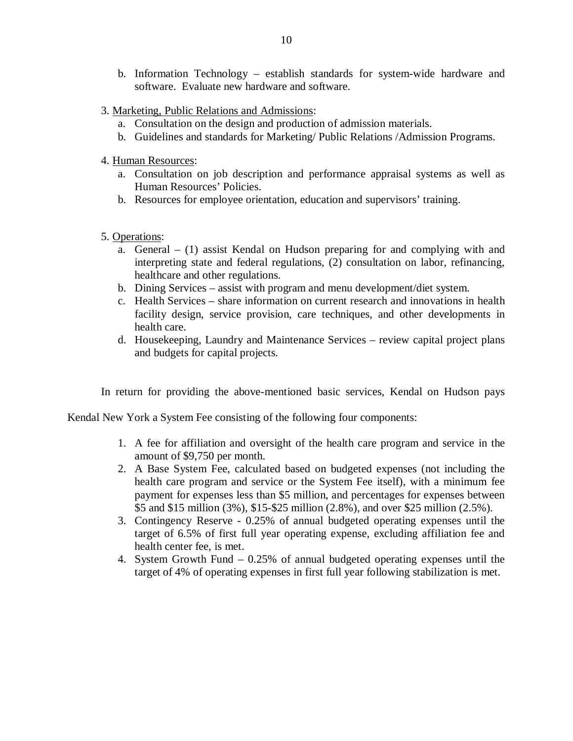b. Information Technology – establish standards for system-wide hardware and software. Evaluate new hardware and software.

3. <u>Marketing, Public Relations and Admissions</u>:
   a. Consultation on the design and production of admission materials.
   b. Guidelines and standards for Marketing/ Public Relations /Admission Programs.

4. <u>Human Resources</u>:
   a. Consultation on job description and performance appraisal systems as well as Human Resources' Policies.
   b. Resources for employee orientation, education and supervisors' training.

5. <u>Operations</u>:
   a. General – (1) assist Kendal on Hudson preparing for and complying with and interpreting state and federal regulations, (2) consultation on labor, refinancing, healthcare and other regulations.
   b. Dining Services – assist with program and menu development/diet system.
   c. Health Services – share information on current research and innovations in health facility design, service provision, care techniques, and other developments in health care.
   d. Housekeeping, Laundry and Maintenance Services – review capital project plans and budgets for capital projects.

In return for providing the above-mentioned basic services, Kendal on Hudson pays Kendal New York a System Fee consisting of the following four components:

1. A fee for affiliation and oversight of the health care program and service in the amount of $9,750 per month.
2. A Base System Fee, calculated based on budgeted expenses (not including the health care program and service or the System Fee itself), with a minimum fee payment for expenses less than $5 million, and percentages for expenses between $5 and $15 million (3%), $15-$25 million (2.8%), and over $25 million (2.5%).
3. Contingency Reserve - 0.25% of annual budgeted operating expenses until the target of 6.5% of first full year operating expense, excluding affiliation fee and health center fee, is met.
4. System Growth Fund – 0.25% of annual budgeted operating expenses until the target of 4% of operating expenses in first full year following stabilization is met.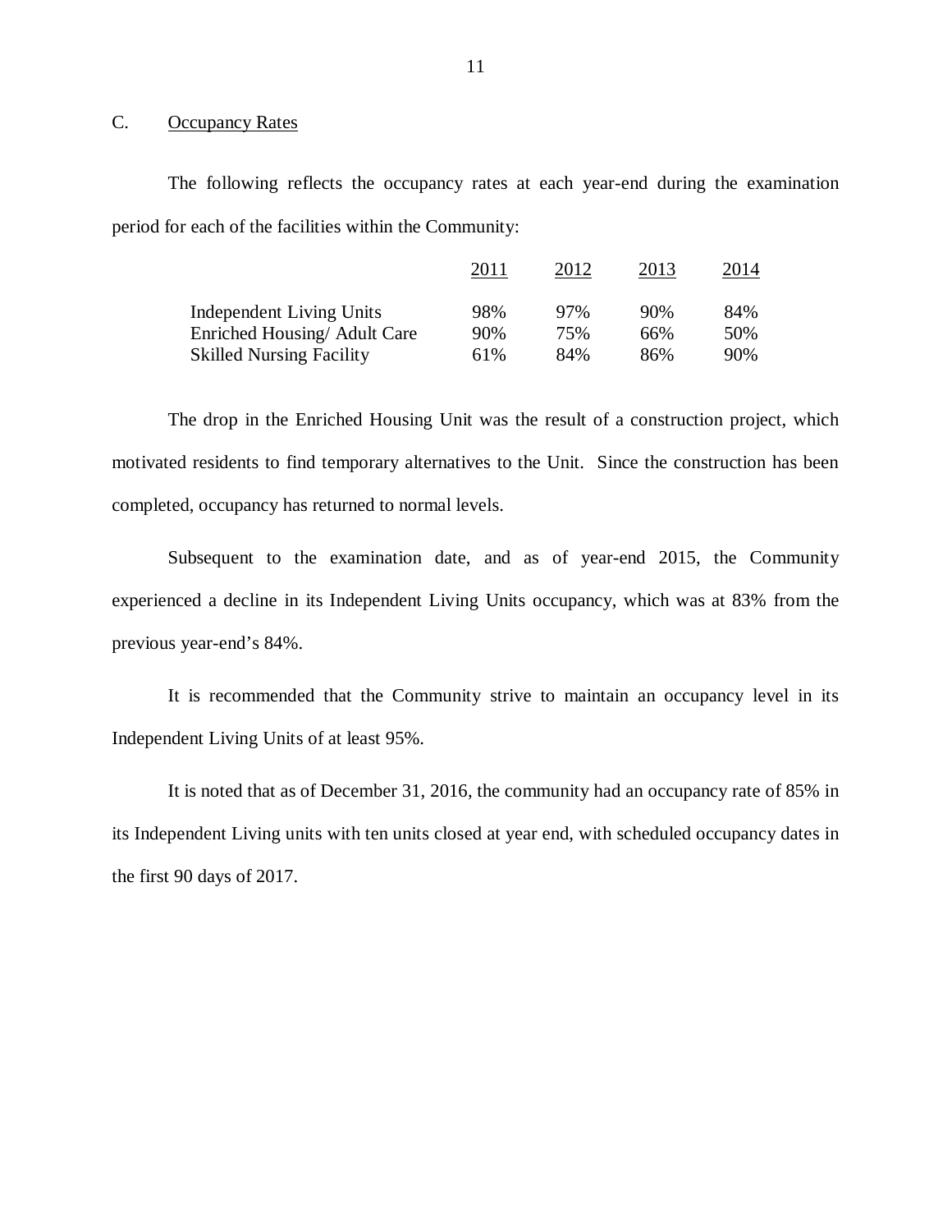## C. Occupancy Rates

The following reflects the occupancy rates at each year-end during the examination period for each of the facilities within the Community:

| | 2011 | 2012 | 2013 | 2014 |
|---|---|---|---|---|
| Independent Living Units | 98% | 97% | 90% | 84% |
| Enriched Housing/ Adult Care | 90% | 75% | 66% | 50% |
| Skilled Nursing Facility | 61% | 84% | 86% | 90% |

The drop in the Enriched Housing Unit was the result of a construction project, which motivated residents to find temporary alternatives to the Unit. Since the construction has been completed, occupancy has returned to normal levels.

Subsequent to the examination date, and as of year-end 2015, the Community experienced a decline in its Independent Living Units occupancy, which was at 83% from the previous year-end's 84%.

It is recommended that the Community strive to maintain an occupancy level in its Independent Living Units of at least 95%.

It is noted that as of December 31, 2016, the community had an occupancy rate of 85% in its Independent Living units with ten units closed at year end, with scheduled occupancy dates in the first 90 days of 2017.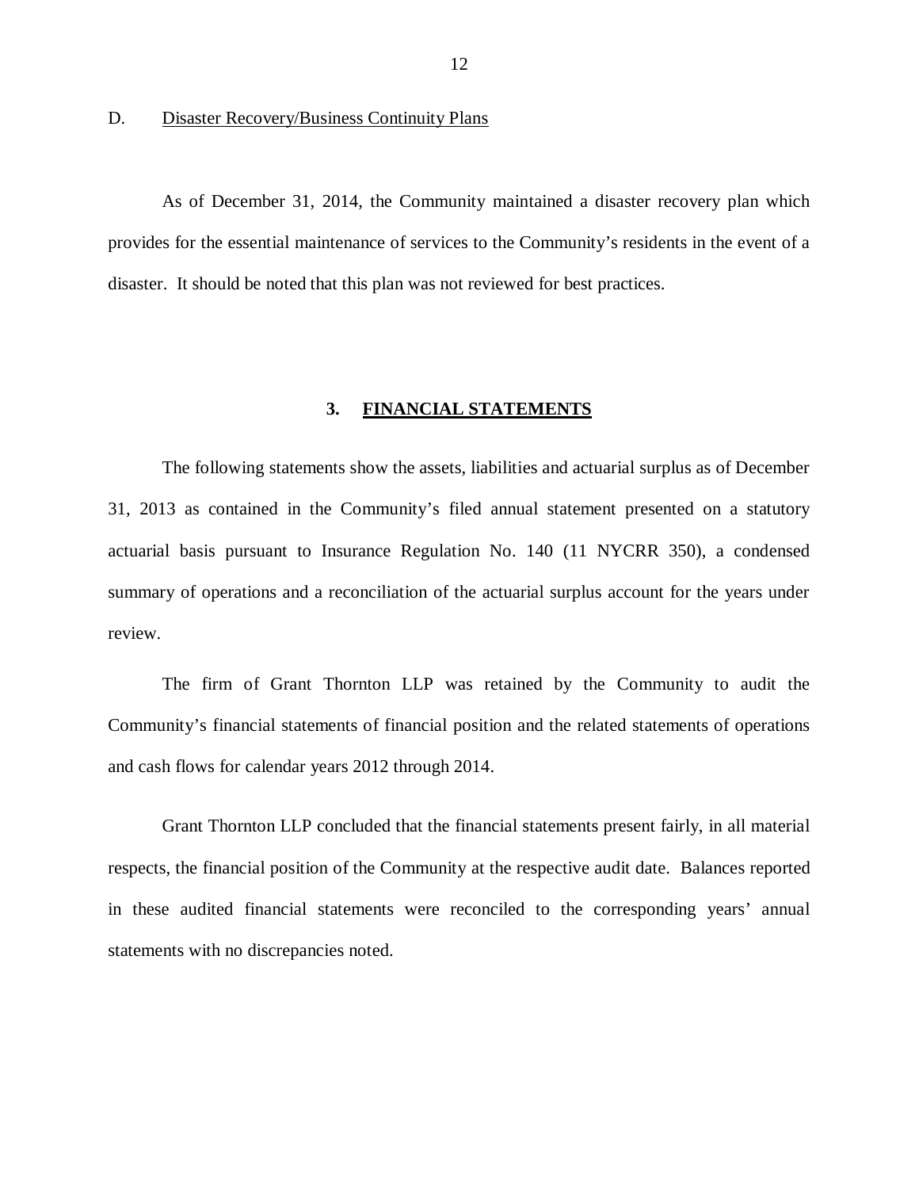D. Disaster Recovery/Business Continuity Plans

As of December 31, 2014, the Community maintained a disaster recovery plan which provides for the essential maintenance of services to the Community's residents in the event of a disaster. It should be noted that this plan was not reviewed for best practices.

## 3. FINANCIAL STATEMENTS

The following statements show the assets, liabilities and actuarial surplus as of December 31, 2013 as contained in the Community's filed annual statement presented on a statutory actuarial basis pursuant to Insurance Regulation No. 140 (11 NYCRR 350), a condensed summary of operations and a reconciliation of the actuarial surplus account for the years under review.

The firm of Grant Thornton LLP was retained by the Community to audit the Community's financial statements of financial position and the related statements of operations and cash flows for calendar years 2012 through 2014.

Grant Thornton LLP concluded that the financial statements present fairly, in all material respects, the financial position of the Community at the respective audit date. Balances reported in these audited financial statements were reconciled to the corresponding years' annual statements with no discrepancies noted.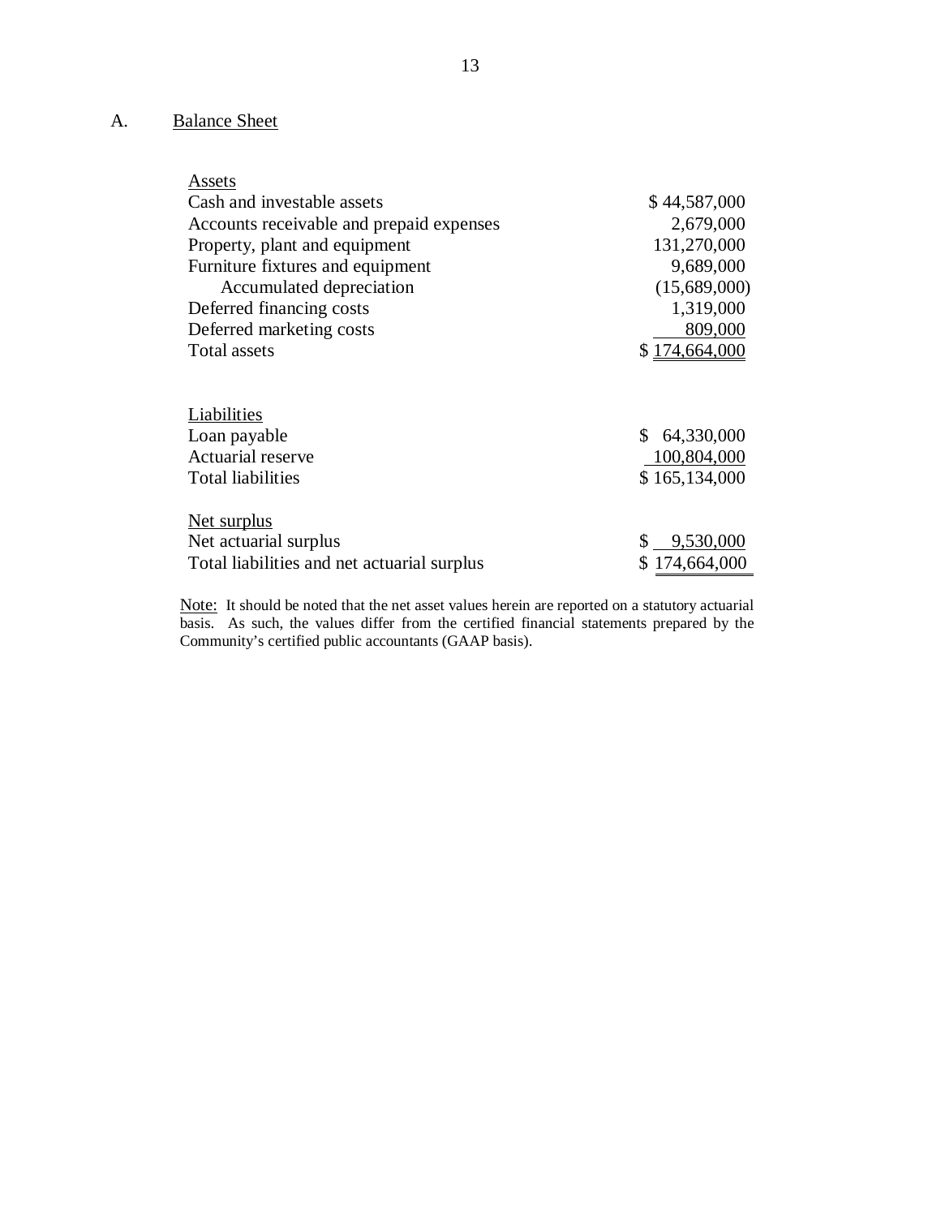## A. Balance Sheet

| Assets | |
|---|---|
| Cash and investable assets | $ 44,587,000 |
| Accounts receivable and prepaid expenses | 2,679,000 |
| Property, plant and equipment | 131,270,000 |
| Furniture fixtures and equipment | 9,689,000 |
| Accumulated depreciation | (15,689,000) |
| Deferred financing costs | 1,319,000 |
| Deferred marketing costs | 809,000 |
| Total assets | $ 174,664,000 |

| Liabilities | |
|---|---|
| Loan payable | $ 64,330,000 |
| Actuarial reserve | 100,804,000 |
| Total liabilities | $ 165,134,000 |

| Net surplus | |
|---|---|
| Net actuarial surplus | $ 9,530,000 |
| Total liabilities and net actuarial surplus | $ 174,664,000 |

Note: It should be noted that the net asset values herein are reported on a statutory actuarial basis. As such, the values differ from the certified financial statements prepared by the Community's certified public accountants (GAAP basis).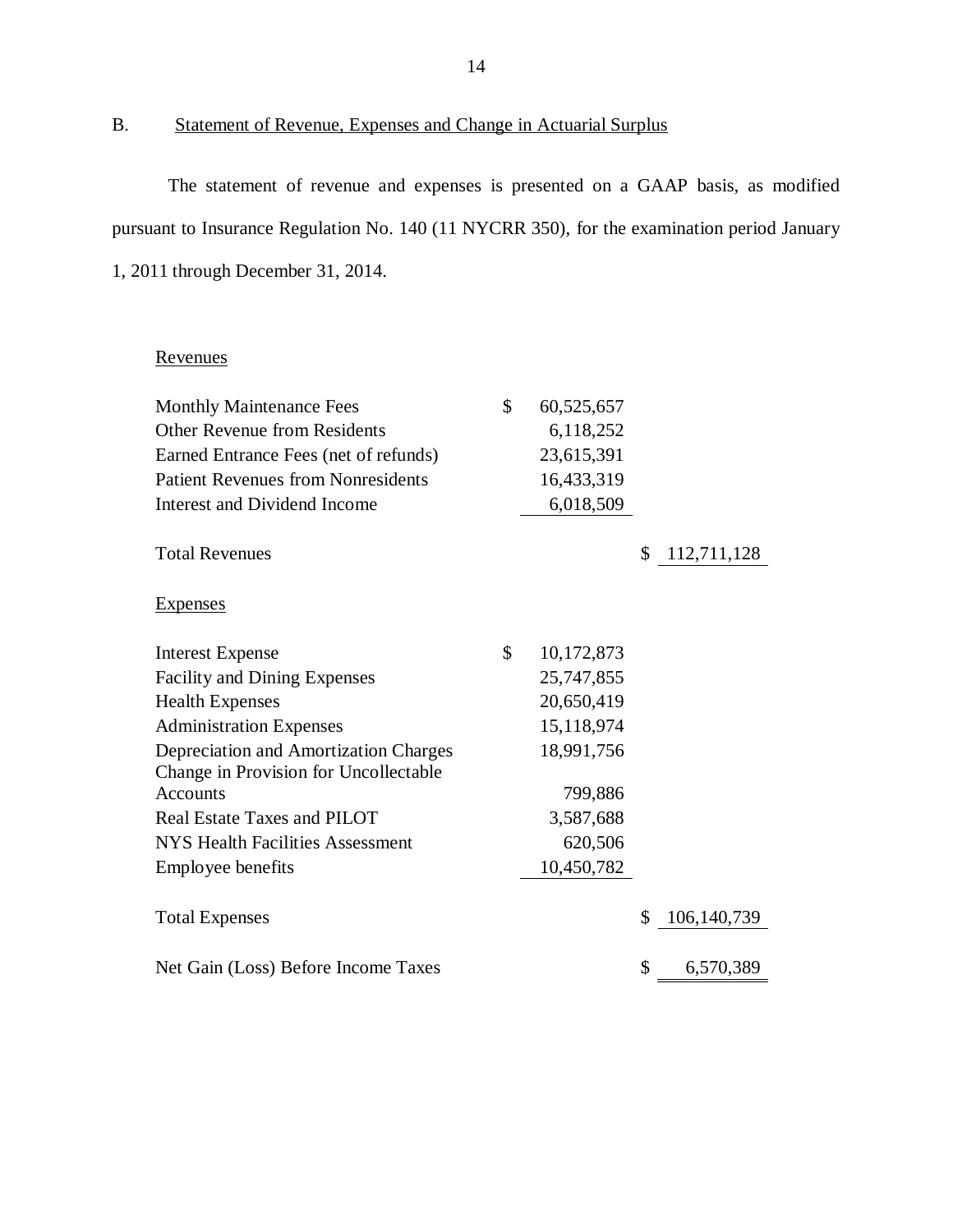## B. Statement of Revenue, Expenses and Change in Actuarial Surplus

The statement of revenue and expenses is presented on a GAAP basis, as modified pursuant to Insurance Regulation No. 140 (11 NYCRR 350), for the examination period January 1, 2011 through December 31, 2014.

| | | |
|---|---|---|
| Revenues | | |
| Monthly Maintenance Fees | $ 60,525,657 | |
| Other Revenue from Residents | 6,118,252 | |
| Earned Entrance Fees (net of refunds) | 23,615,391 | |
| Patient Revenues from Nonresidents | 16,433,319 | |
| Interest and Dividend Income | 6,018,509 | |
| Total Revenues | | $ 112,711,128 |
| Expenses | | |
| Interest Expense | $ 10,172,873 | |
| Facility and Dining Expenses | 25,747,855 | |
| Health Expenses | 20,650,419 | |
| Administration Expenses | 15,118,974 | |
| Depreciation and Amortization Charges | 18,991,756 | |
| Change in Provision for Uncollectable Accounts | 799,886 | |
| Real Estate Taxes and PILOT | 3,587,688 | |
| NYS Health Facilities Assessment | 620,506 | |
| Employee benefits | 10,450,782 | |
| Total Expenses | | $ 106,140,739 |
| Net Gain (Loss) Before Income Taxes | | $ 6,570,389 |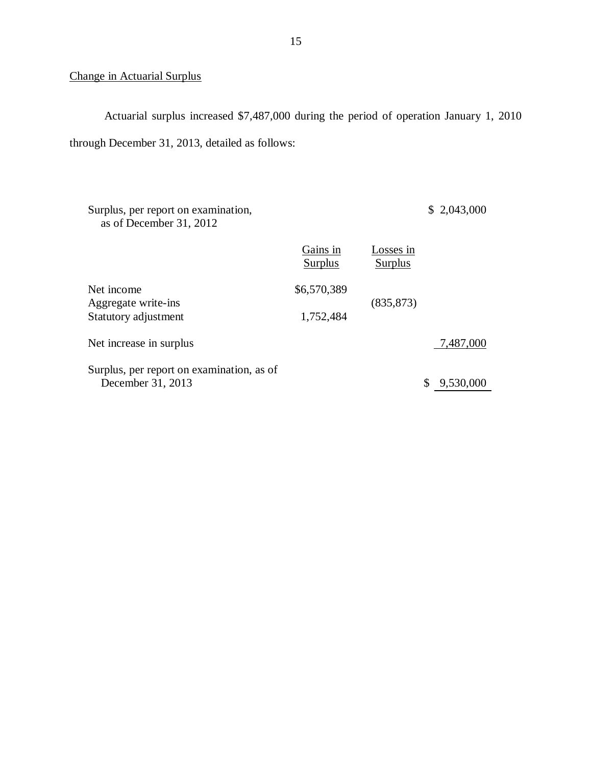Change in Actuarial Surplus

Actuarial surplus increased $7,487,000 during the period of operation January 1, 2010 through December 31, 2013, detailed as follows:

| | Gains in Surplus | Losses in Surplus | |
|---|---|---|---|
| Surplus, per report on examination, as of December 31, 2012 | | | $ 2,043,000 |
| Net income | $6,570,389 | | |
| Aggregate write-ins | | (835,873) | |
| Statutory adjustment | 1,752,484 | | |
| Net increase in surplus | | | 7,487,000 |
| Surplus, per report on examination, as of December 31, 2013 | | | $ 9,530,000 |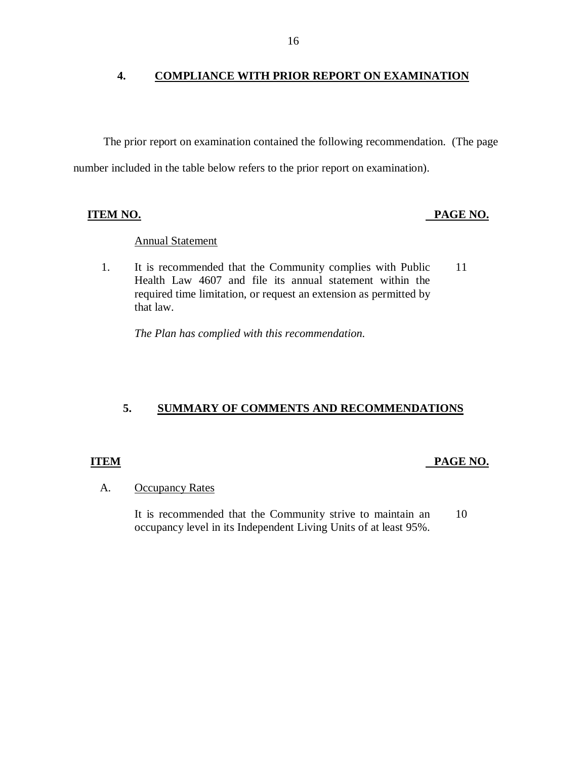## 4. COMPLIANCE WITH PRIOR REPORT ON EXAMINATION

The prior report on examination contained the following recommendation. (The page number included in the table below refers to the prior report on examination).

| ITEM NO. | | PAGE NO. |
|---|---|---|
| | Annual Statement | |
| 1. | It is recommended that the Community complies with Public Health Law 4607 and file its annual statement within the required time limitation, or request an extension as permitted by that law. | 11 |
| | *The Plan has complied with this recommendation.* | |

## 5. SUMMARY OF COMMENTS AND RECOMMENDATIONS

| ITEM | | PAGE NO. |
|---|---|---|
| A. | Occupancy Rates | |
| | It is recommended that the Community strive to maintain an occupancy level in its Independent Living Units of at least 95%. | 10 |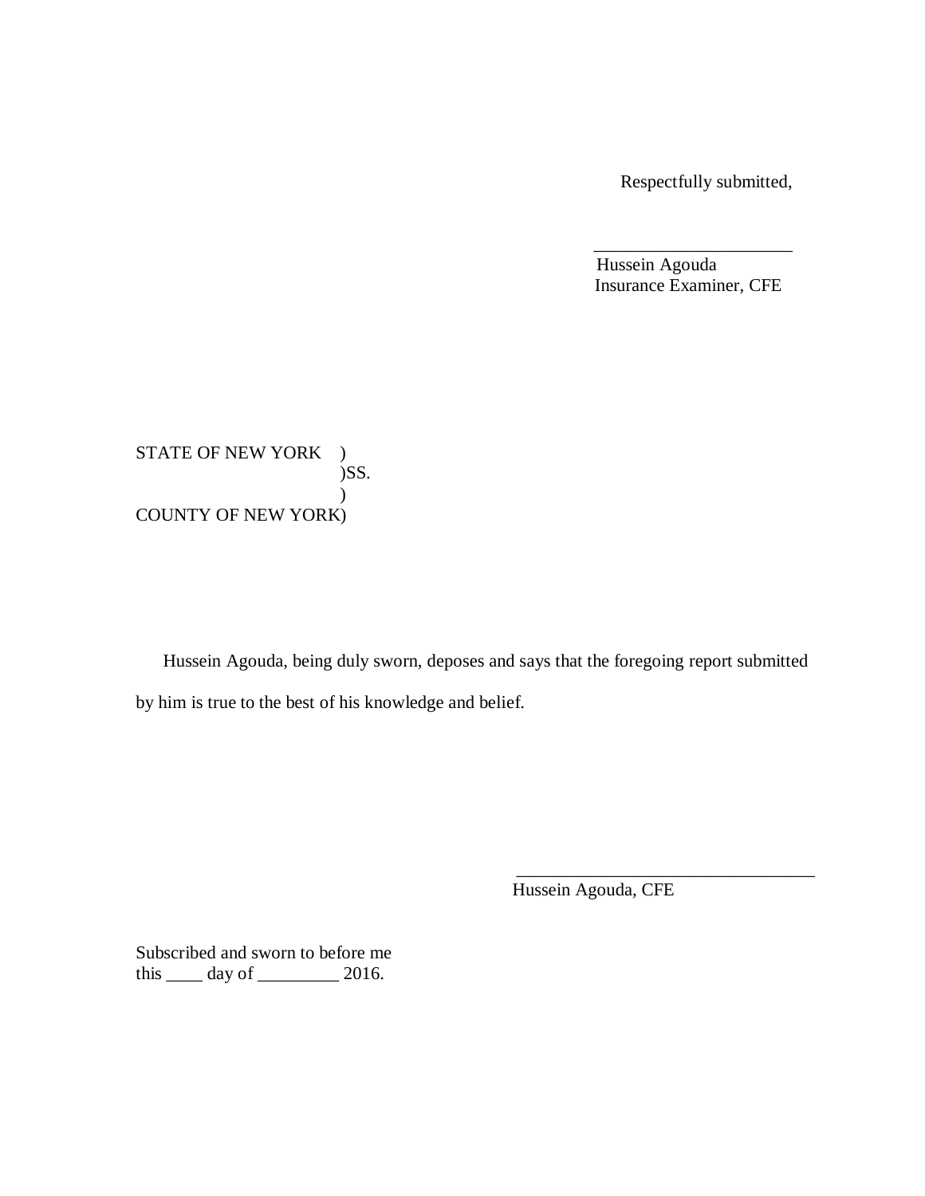Respectfully submitted,

\_\_\_\_\_\_\_\_\_\_\_\_\_\_\_\_\_\_\_\_\_\_
Hussein Agouda
Insurance Examiner, CFE

STATE OF NEW YORK )
)SS.
)
COUNTY OF NEW YORK)

Hussein Agouda, being duly sworn, deposes and says that the foregoing report submitted by him is true to the best of his knowledge and belief.

\_\_\_\_\_\_\_\_\_\_\_\_\_\_\_\_\_\_\_\_\_\_\_\_\_\_\_\_\_\_\_\_\_\_
Hussein Agouda, CFE

Subscribed and sworn to before me
this \_\_\_\_ day of \_\_\_\_\_\_\_\_\_ 2016.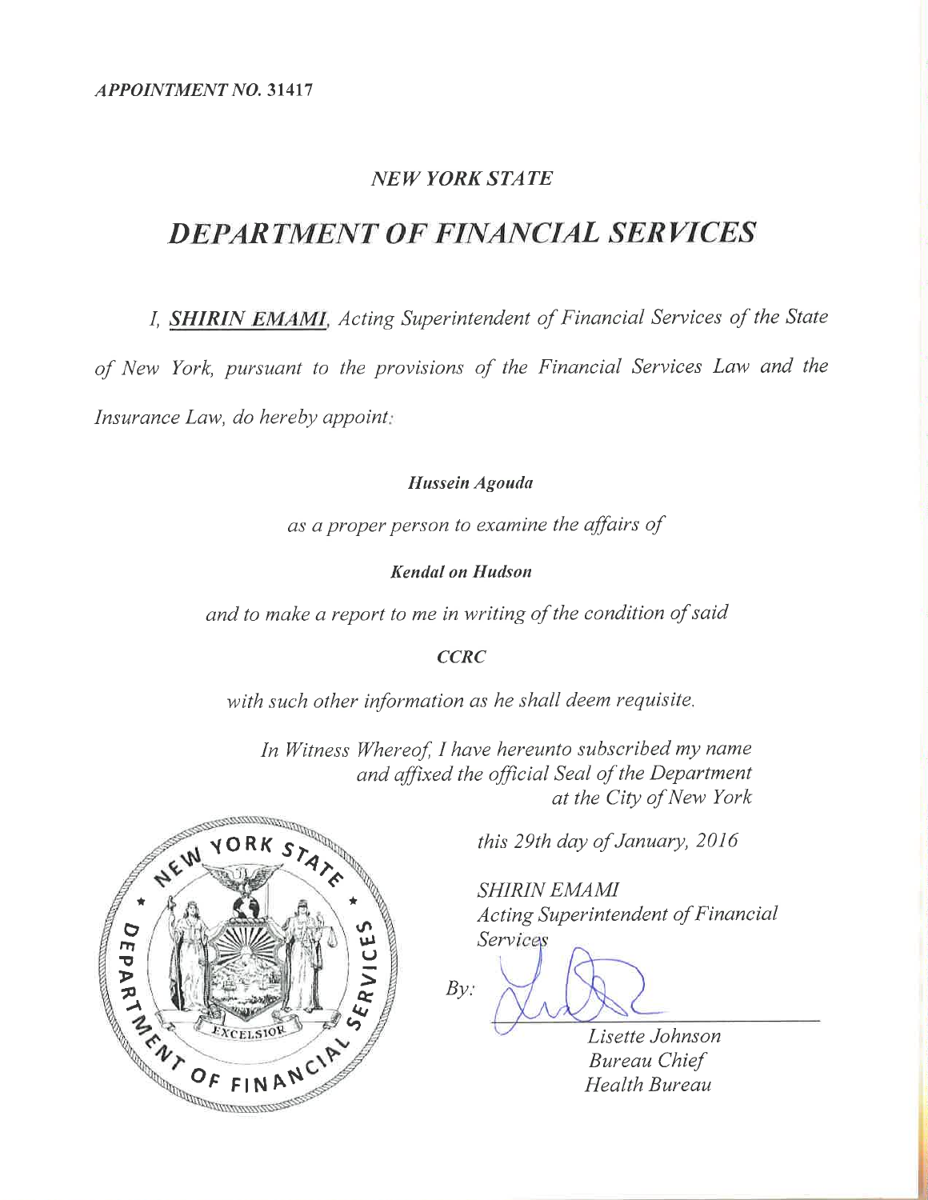*APPOINTMENT NO.* **31417**

## *NEW YORK STATE*

# *DEPARTMENT OF FINANCIAL SERVICES*

*I,* ***SHIRIN EMAMI****, Acting Superintendent of Financial Services of the State of New York, pursuant to the provisions of the Financial Services Law and the Insurance Law, do hereby appoint:*

***Hussein Agouda***

*as a proper person to examine the affairs of*

***Kendal on Hudson***

*and to make a report to me in writing of the condition of said*

***CCRC***

*with such other information as he shall deem requisite.*

*In Witness Whereof, I have hereunto subscribed my name and affixed the official Seal of the Department at the City of New York*

*this 29th day of January, 2016*

*SHIRIN EMAMI*
*Acting Superintendent of Financial Services*

*By:*

*Lisette Johnson*
*Bureau Chief*
*Health Bureau*